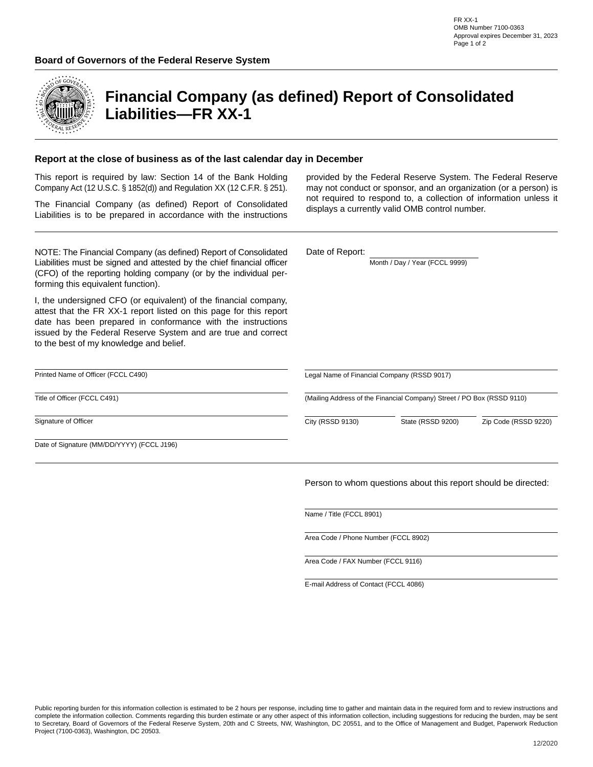FR XX-1
OMB Number 7100-0363
Approval expires December 31, 2023

**Board of Governors of the Federal Reserve System**

# Financial Company (as defined) Report of Consolidated Liabilities—FR XX-1

### Report at the close of business as of the last calendar day in December

This report is required by law: Section 14 of the Bank Holding Company Act (12 U.S.C. § 1852(d)) and Regulation XX (12 C.F.R. § 251).

The Financial Company (as defined) Report of Consolidated Liabilities is to be prepared in accordance with the instructions provided by the Federal Reserve System. The Federal Reserve may not conduct or sponsor, and an organization (or a person) is not required to respond to, a collection of information unless it displays a currently valid OMB control number.

NOTE: The Financial Company (as defined) Report of Consolidated Liabilities must be signed and attested by the chief financial officer (CFO) of the reporting holding company (or by the individual performing this equivalent function).

I, the undersigned CFO (or equivalent) of the financial company, attest that the FR XX-1 report listed on this page for this report date has been prepared in conformance with the instructions issued by the Federal Reserve System and are true and correct to the best of my knowledge and belief.

Date of Report: ____________________
Month / Day / Year (FCCL 9999)

____________________
Printed Name of Officer (FCCL C490)

____________________
Title of Officer (FCCL C491)

____________________
Signature of Officer

____________________
Date of Signature (MM/DD/YYYY) (FCCL J196)

____________________
Legal Name of Financial Company (RSSD 9017)

____________________
(Mailing Address of the Financial Company) Street / PO Box (RSSD 9110)

____________________ ____________________ ____________________
City (RSSD 9130) State (RSSD 9200) Zip Code (RSSD 9220)

Person to whom questions about this report should be directed:

____________________
Name / Title (FCCL 8901)

____________________
Area Code / Phone Number (FCCL 8902)

____________________
Area Code / FAX Number (FCCL 9116)

____________________
E-mail Address of Contact (FCCL 4086)

Public reporting burden for this information collection is estimated to be 2 hours per response, including time to gather and maintain data in the required form and to review instructions and complete the information collection. Comments regarding this burden estimate or any other aspect of this information collection, including suggestions for reducing the burden, may be sent to Secretary, Board of Governors of the Federal Reserve System, 20th and C Streets, NW, Washington, DC 20551, and to the Office of Management and Budget, Paperwork Reduction Project (7100-0363), Washington, DC 20503.

12/2020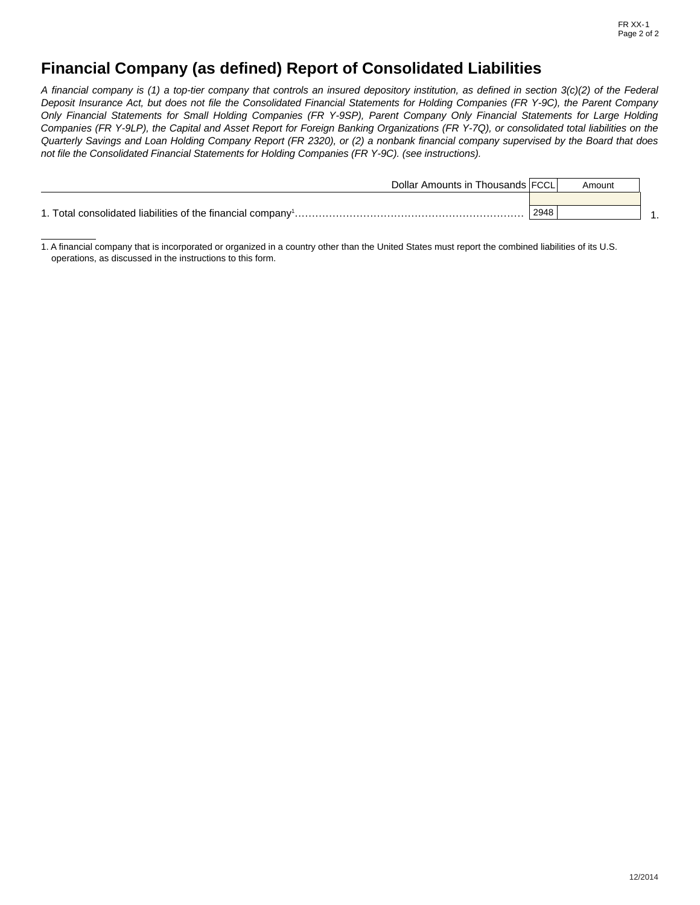# Financial Company (as defined) Report of Consolidated Liabilities

*A financial company is (1) a top-tier company that controls an insured depository institution, as defined in section 3(c)(2) of the Federal Deposit Insurance Act, but does not file the Consolidated Financial Statements for Holding Companies (FR Y-9C), the Parent Company Only Financial Statements for Small Holding Companies (FR Y-9SP), Parent Company Only Financial Statements for Large Holding Companies (FR Y-9LP), the Capital and Asset Report for Foreign Banking Organizations (FR Y-7Q), or consolidated total liabilities on the Quarterly Savings and Loan Holding Company Report (FR 2320), or (2) a nonbank financial company supervised by the Board that does not file the Consolidated Financial Statements for Holding Companies (FR Y-9C). (see instructions).*

| Dollar Amounts in Thousands | FCCL | Amount | |
|---|---|---|---|
| 1. Total consolidated liabilities of the financial company[1] | 2948 | | 1. |

1. A financial company that is incorporated or organized in a country other than the United States must report the combined liabilities of its U.S. operations, as discussed in the instructions to this form.